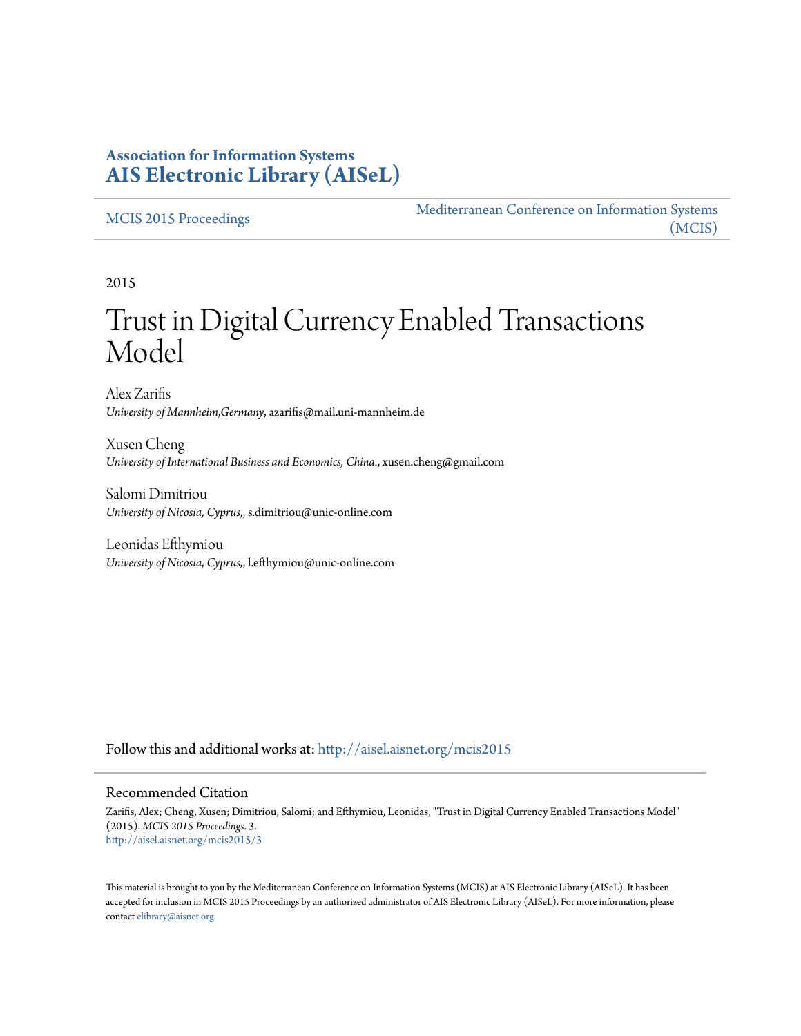**Association for Information Systems**
**AIS Electronic Library (AISeL)**

MCIS 2015 Proceedings

Mediterranean Conference on Information Systems (MCIS)

2015

# Trust in Digital Currency Enabled Transactions Model

Alex Zarifis
*University of Mannheim,Germany*, azarifis@mail.uni-mannheim.de

Xusen Cheng
*University of International Business and Economics, China.*, xusen.cheng@gmail.com

Salomi Dimitriou
*University of Nicosia, Cyprus,*, s.dimitriou@unic-online.com

Leonidas Efthymiou
*University of Nicosia, Cyprus,*, l.efthymiou@unic-online.com

Follow this and additional works at: http://aisel.aisnet.org/mcis2015

## Recommended Citation

Zarifis, Alex; Cheng, Xusen; Dimitriou, Salomi; and Efthymiou, Leonidas, "Trust in Digital Currency Enabled Transactions Model" (2015). *MCIS 2015 Proceedings*. 3.
http://aisel.aisnet.org/mcis2015/3

This material is brought to you by the Mediterranean Conference on Information Systems (MCIS) at AIS Electronic Library (AISeL). It has been accepted for inclusion in MCIS 2015 Proceedings by an authorized administrator of AIS Electronic Library (AISeL). For more information, please contact elibrary@aisnet.org.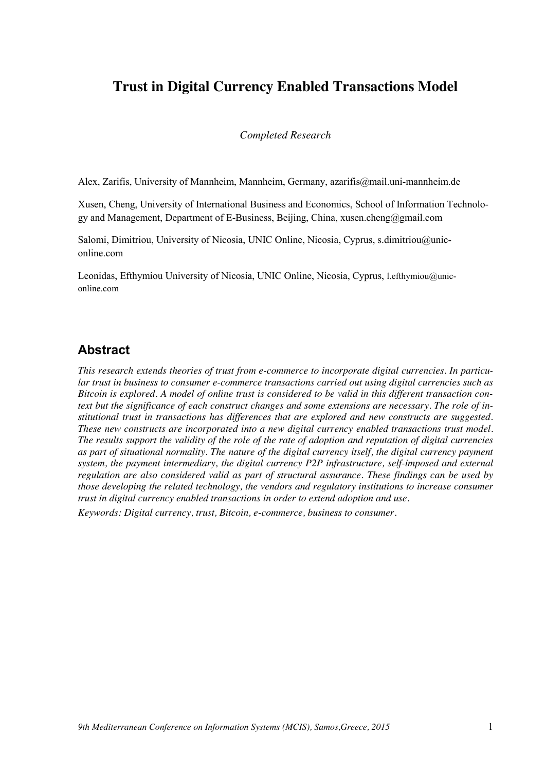# Trust in Digital Currency Enabled Transactions Model

*Completed Research*

Alex, Zarifis, University of Mannheim, Mannheim, Germany, azarifis@mail.uni-mannheim.de

Xusen, Cheng, University of International Business and Economics, School of Information Technology and Management, Department of E-Business, Beijing, China, xusen.cheng@gmail.com

Salomi, Dimitriou, University of Nicosia, UNIC Online, Nicosia, Cyprus, s.dimitriou@unic-online.com

Leonidas, Efthymiou University of Nicosia, UNIC Online, Nicosia, Cyprus, l.efthymiou@unic-online.com

## Abstract

*This research extends theories of trust from e-commerce to incorporate digital currencies. In particular trust in business to consumer e-commerce transactions carried out using digital currencies such as Bitcoin is explored. A model of online trust is considered to be valid in this different transaction context but the significance of each construct changes and some extensions are necessary. The role of institutional trust in transactions has differences that are explored and new constructs are suggested. These new constructs are incorporated into a new digital currency enabled transactions trust model. The results support the validity of the role of the rate of adoption and reputation of digital currencies as part of situational normality. The nature of the digital currency itself, the digital currency payment system, the payment intermediary, the digital currency P2P infrastructure, self-imposed and external regulation are also considered valid as part of structural assurance. These findings can be used by those developing the related technology, the vendors and regulatory institutions to increase consumer trust in digital currency enabled transactions in order to extend adoption and use.*

*Keywords: Digital currency, trust, Bitcoin, e-commerce, business to consumer.*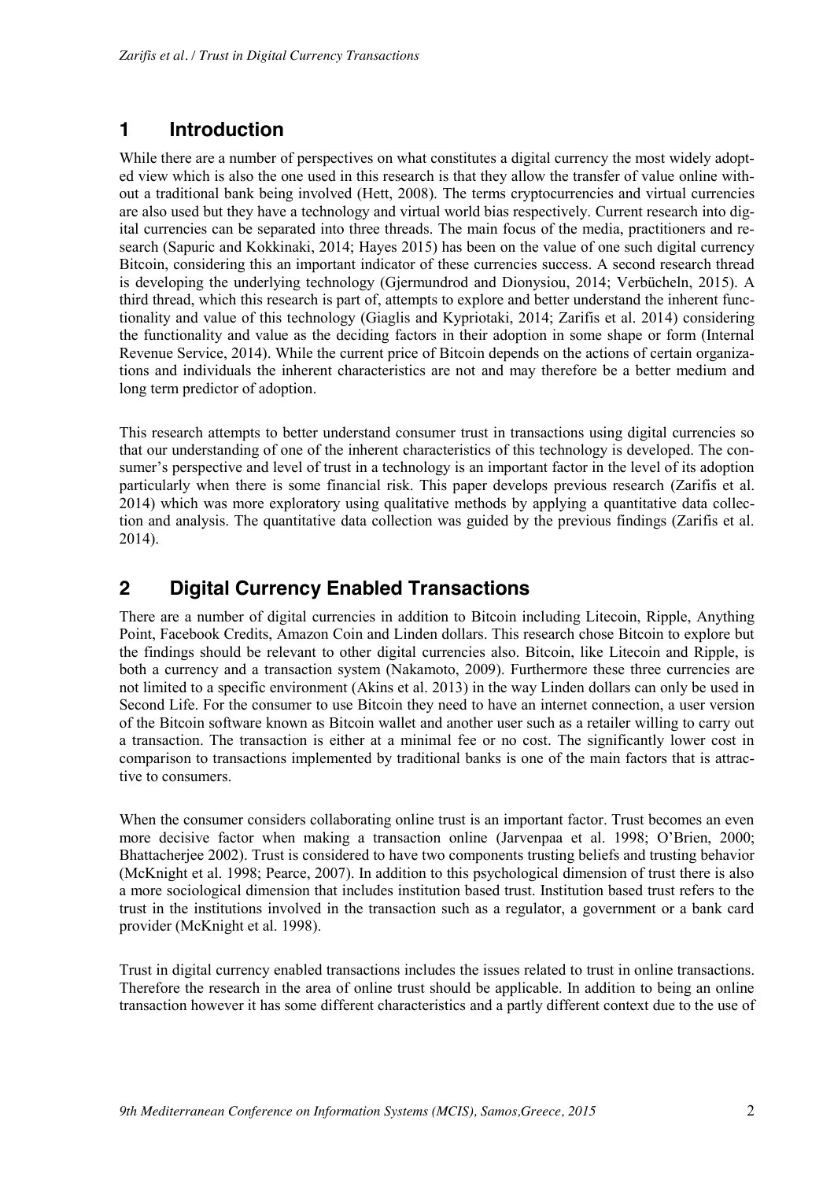## 1 Introduction

While there are a number of perspectives on what constitutes a digital currency the most widely adopted view which is also the one used in this research is that they allow the transfer of value online without a traditional bank being involved (Hett, 2008). The terms cryptocurrencies and virtual currencies are also used but they have a technology and virtual world bias respectively. Current research into digital currencies can be separated into three threads. The main focus of the media, practitioners and research (Sapuric and Kokkinaki, 2014; Hayes 2015) has been on the value of one such digital currency Bitcoin, considering this an important indicator of these currencies success. A second research thread is developing the underlying technology (Gjermundrod and Dionysiou, 2014; Verbücheln, 2015). A third thread, which this research is part of, attempts to explore and better understand the inherent functionality and value of this technology (Giaglis and Kypriotaki, 2014; Zarifis et al. 2014) considering the functionality and value as the deciding factors in their adoption in some shape or form (Internal Revenue Service, 2014). While the current price of Bitcoin depends on the actions of certain organizations and individuals the inherent characteristics are not and may therefore be a better medium and long term predictor of adoption.

This research attempts to better understand consumer trust in transactions using digital currencies so that our understanding of one of the inherent characteristics of this technology is developed. The consumer's perspective and level of trust in a technology is an important factor in the level of its adoption particularly when there is some financial risk. This paper develops previous research (Zarifis et al. 2014) which was more exploratory using qualitative methods by applying a quantitative data collection and analysis. The quantitative data collection was guided by the previous findings (Zarifis et al. 2014).

## 2 Digital Currency Enabled Transactions

There are a number of digital currencies in addition to Bitcoin including Litecoin, Ripple, Anything Point, Facebook Credits, Amazon Coin and Linden dollars. This research chose Bitcoin to explore but the findings should be relevant to other digital currencies also. Bitcoin, like Litecoin and Ripple, is both a currency and a transaction system (Nakamoto, 2009). Furthermore these three currencies are not limited to a specific environment (Akins et al. 2013) in the way Linden dollars can only be used in Second Life. For the consumer to use Bitcoin they need to have an internet connection, a user version of the Bitcoin software known as Bitcoin wallet and another user such as a retailer willing to carry out a transaction. The transaction is either at a minimal fee or no cost. The significantly lower cost in comparison to transactions implemented by traditional banks is one of the main factors that is attractive to consumers.

When the consumer considers collaborating online trust is an important factor. Trust becomes an even more decisive factor when making a transaction online (Jarvenpaa et al. 1998; O'Brien, 2000; Bhattacherjee 2002). Trust is considered to have two components trusting beliefs and trusting behavior (McKnight et al. 1998; Pearce, 2007). In addition to this psychological dimension of trust there is also a more sociological dimension that includes institution based trust. Institution based trust refers to the trust in the institutions involved in the transaction such as a regulator, a government or a bank card provider (McKnight et al. 1998).

Trust in digital currency enabled transactions includes the issues related to trust in online transactions. Therefore the research in the area of online trust should be applicable. In addition to being an online transaction however it has some different characteristics and a partly different context due to the use of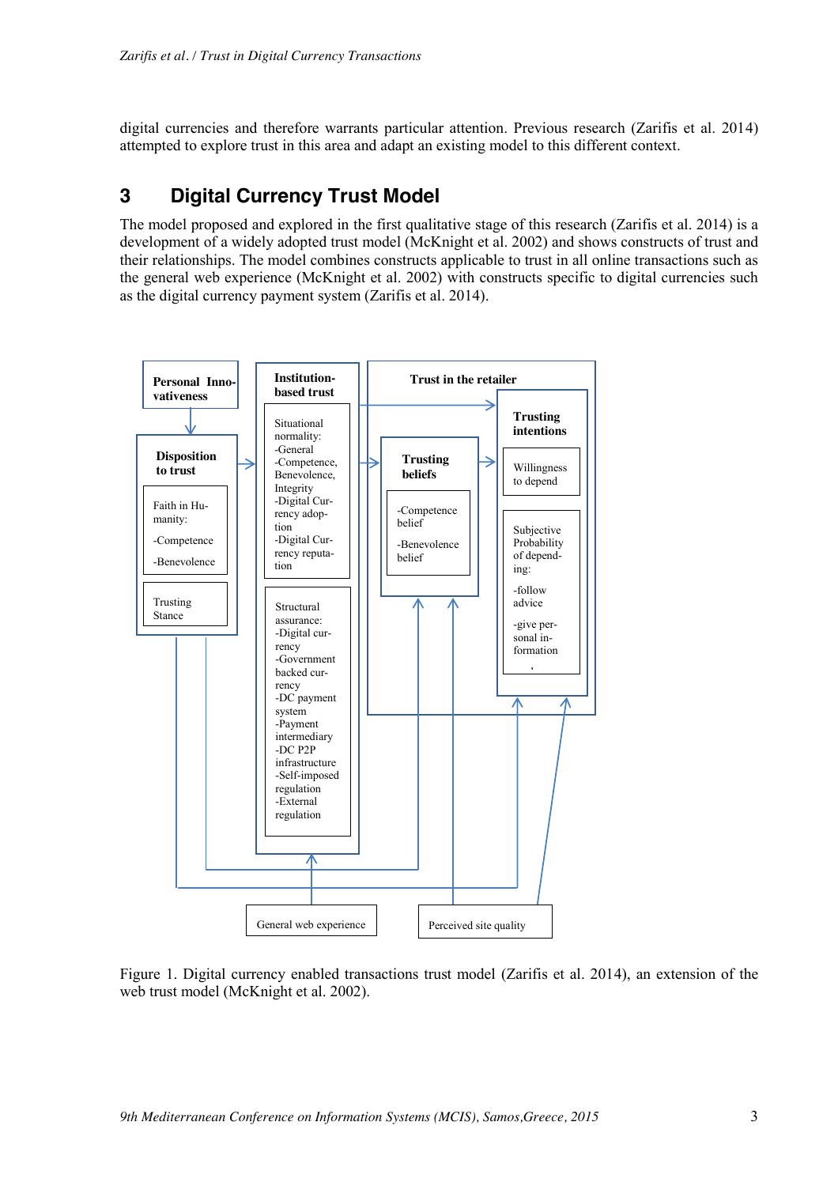digital currencies and therefore warrants particular attention. Previous research (Zarifis et al. 2014) attempted to explore trust in this area and adapt an existing model to this different context.

## 3 Digital Currency Trust Model

The model proposed and explored in the first qualitative stage of this research (Zarifis et al. 2014) is a development of a widely adopted trust model (McKnight et al. 2002) and shows constructs of trust and their relationships. The model combines constructs applicable to trust in all online transactions such as the general web experience (McKnight et al. 2002) with constructs specific to digital currencies such as the digital currency payment system (Zarifis et al. 2014).

Figure 1. Digital currency enabled transactions trust model (Zarifis et al. 2014), an extension of the web trust model (McKnight et al. 2002).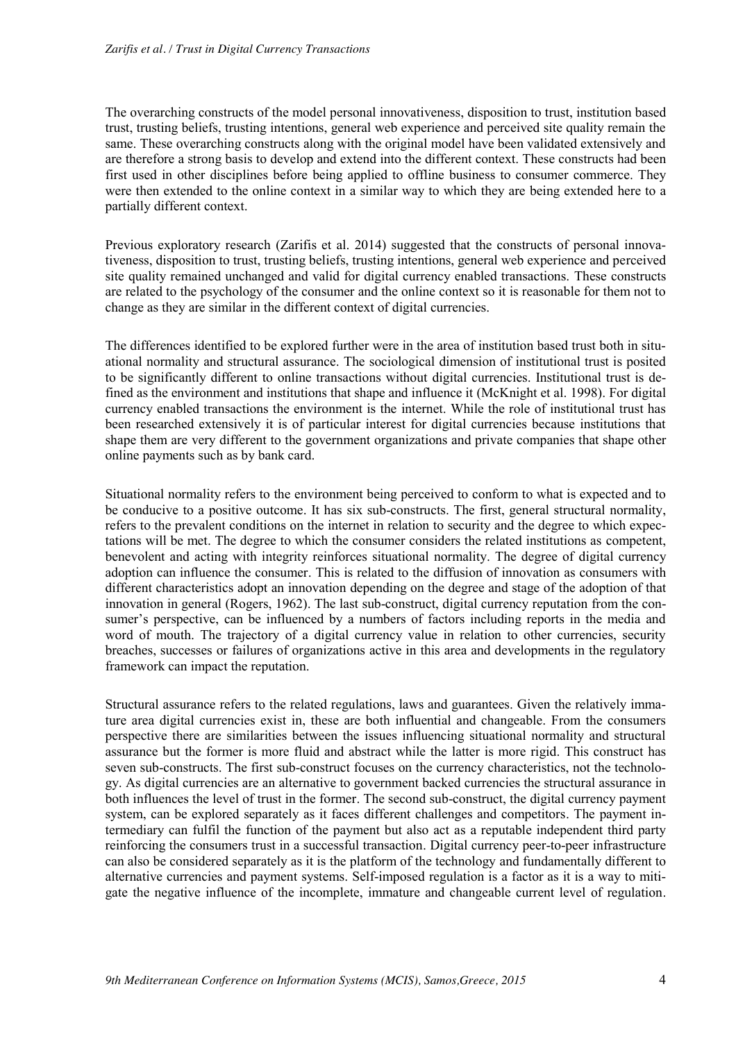The overarching constructs of the model personal innovativeness, disposition to trust, institution based trust, trusting beliefs, trusting intentions, general web experience and perceived site quality remain the same. These overarching constructs along with the original model have been validated extensively and are therefore a strong basis to develop and extend into the different context. These constructs had been first used in other disciplines before being applied to offline business to consumer commerce. They were then extended to the online context in a similar way to which they are being extended here to a partially different context.

Previous exploratory research (Zarifis et al. 2014) suggested that the constructs of personal innovativeness, disposition to trust, trusting beliefs, trusting intentions, general web experience and perceived site quality remained unchanged and valid for digital currency enabled transactions. These constructs are related to the psychology of the consumer and the online context so it is reasonable for them not to change as they are similar in the different context of digital currencies.

The differences identified to be explored further were in the area of institution based trust both in situational normality and structural assurance. The sociological dimension of institutional trust is posited to be significantly different to online transactions without digital currencies. Institutional trust is defined as the environment and institutions that shape and influence it (McKnight et al. 1998). For digital currency enabled transactions the environment is the internet. While the role of institutional trust has been researched extensively it is of particular interest for digital currencies because institutions that shape them are very different to the government organizations and private companies that shape other online payments such as by bank card.

Situational normality refers to the environment being perceived to conform to what is expected and to be conducive to a positive outcome. It has six sub-constructs. The first, general structural normality, refers to the prevalent conditions on the internet in relation to security and the degree to which expectations will be met. The degree to which the consumer considers the related institutions as competent, benevolent and acting with integrity reinforces situational normality. The degree of digital currency adoption can influence the consumer. This is related to the diffusion of innovation as consumers with different characteristics adopt an innovation depending on the degree and stage of the adoption of that innovation in general (Rogers, 1962). The last sub-construct, digital currency reputation from the consumer's perspective, can be influenced by a numbers of factors including reports in the media and word of mouth. The trajectory of a digital currency value in relation to other currencies, security breaches, successes or failures of organizations active in this area and developments in the regulatory framework can impact the reputation.

Structural assurance refers to the related regulations, laws and guarantees. Given the relatively immature area digital currencies exist in, these are both influential and changeable. From the consumers perspective there are similarities between the issues influencing situational normality and structural assurance but the former is more fluid and abstract while the latter is more rigid. This construct has seven sub-constructs. The first sub-construct focuses on the currency characteristics, not the technology. As digital currencies are an alternative to government backed currencies the structural assurance in both influences the level of trust in the former. The second sub-construct, the digital currency payment system, can be explored separately as it faces different challenges and competitors. The payment intermediary can fulfil the function of the payment but also act as a reputable independent third party reinforcing the consumers trust in a successful transaction. Digital currency peer-to-peer infrastructure can also be considered separately as it is the platform of the technology and fundamentally different to alternative currencies and payment systems. Self-imposed regulation is a factor as it is a way to mitigate the negative influence of the incomplete, immature and changeable current level of regulation.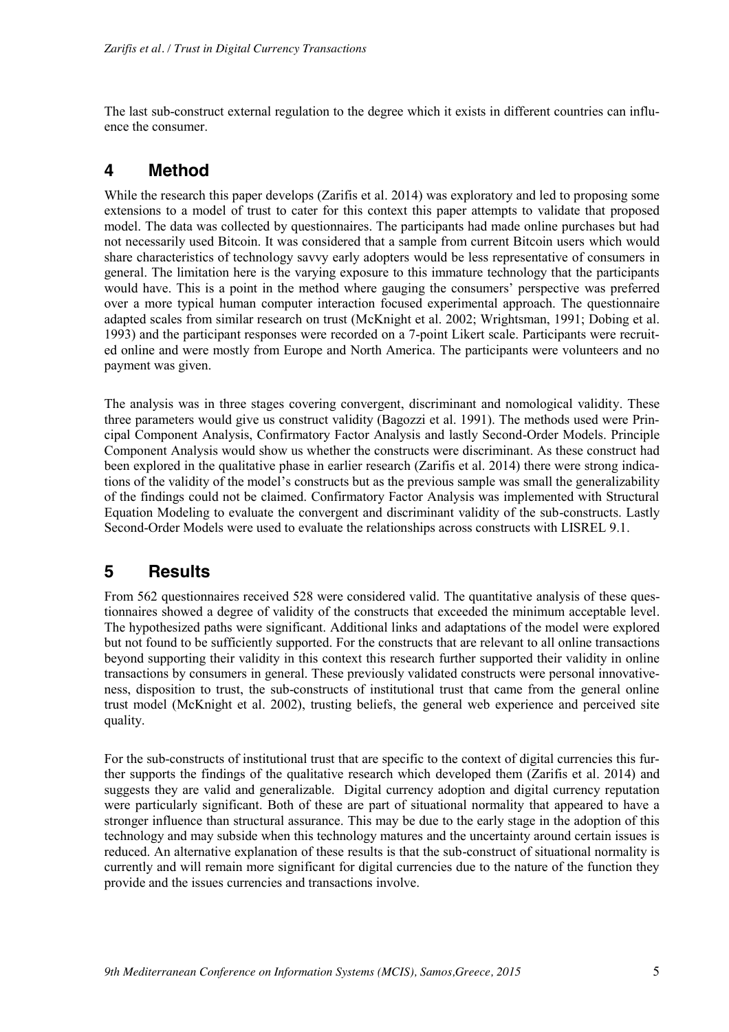The last sub-construct external regulation to the degree which it exists in different countries can influence the consumer.

## 4 Method

While the research this paper develops (Zarifis et al. 2014) was exploratory and led to proposing some extensions to a model of trust to cater for this context this paper attempts to validate that proposed model. The data was collected by questionnaires. The participants had made online purchases but had not necessarily used Bitcoin. It was considered that a sample from current Bitcoin users which would share characteristics of technology savvy early adopters would be less representative of consumers in general. The limitation here is the varying exposure to this immature technology that the participants would have. This is a point in the method where gauging the consumers' perspective was preferred over a more typical human computer interaction focused experimental approach. The questionnaire adapted scales from similar research on trust (McKnight et al. 2002; Wrightsman, 1991; Dobing et al. 1993) and the participant responses were recorded on a 7-point Likert scale. Participants were recruited online and were mostly from Europe and North America. The participants were volunteers and no payment was given.

The analysis was in three stages covering convergent, discriminant and nomological validity. These three parameters would give us construct validity (Bagozzi et al. 1991). The methods used were Principal Component Analysis, Confirmatory Factor Analysis and lastly Second-Order Models. Principle Component Analysis would show us whether the constructs were discriminant. As these construct had been explored in the qualitative phase in earlier research (Zarifis et al. 2014) there were strong indications of the validity of the model's constructs but as the previous sample was small the generalizability of the findings could not be claimed. Confirmatory Factor Analysis was implemented with Structural Equation Modeling to evaluate the convergent and discriminant validity of the sub-constructs. Lastly Second-Order Models were used to evaluate the relationships across constructs with LISREL 9.1.

## 5 Results

From 562 questionnaires received 528 were considered valid. The quantitative analysis of these questionnaires showed a degree of validity of the constructs that exceeded the minimum acceptable level. The hypothesized paths were significant. Additional links and adaptations of the model were explored but not found to be sufficiently supported. For the constructs that are relevant to all online transactions beyond supporting their validity in this context this research further supported their validity in online transactions by consumers in general. These previously validated constructs were personal innovativeness, disposition to trust, the sub-constructs of institutional trust that came from the general online trust model (McKnight et al. 2002), trusting beliefs, the general web experience and perceived site quality.

For the sub-constructs of institutional trust that are specific to the context of digital currencies this further supports the findings of the qualitative research which developed them (Zarifis et al. 2014) and suggests they are valid and generalizable. Digital currency adoption and digital currency reputation were particularly significant. Both of these are part of situational normality that appeared to have a stronger influence than structural assurance. This may be due to the early stage in the adoption of this technology and may subside when this technology matures and the uncertainty around certain issues is reduced. An alternative explanation of these results is that the sub-construct of situational normality is currently and will remain more significant for digital currencies due to the nature of the function they provide and the issues currencies and transactions involve.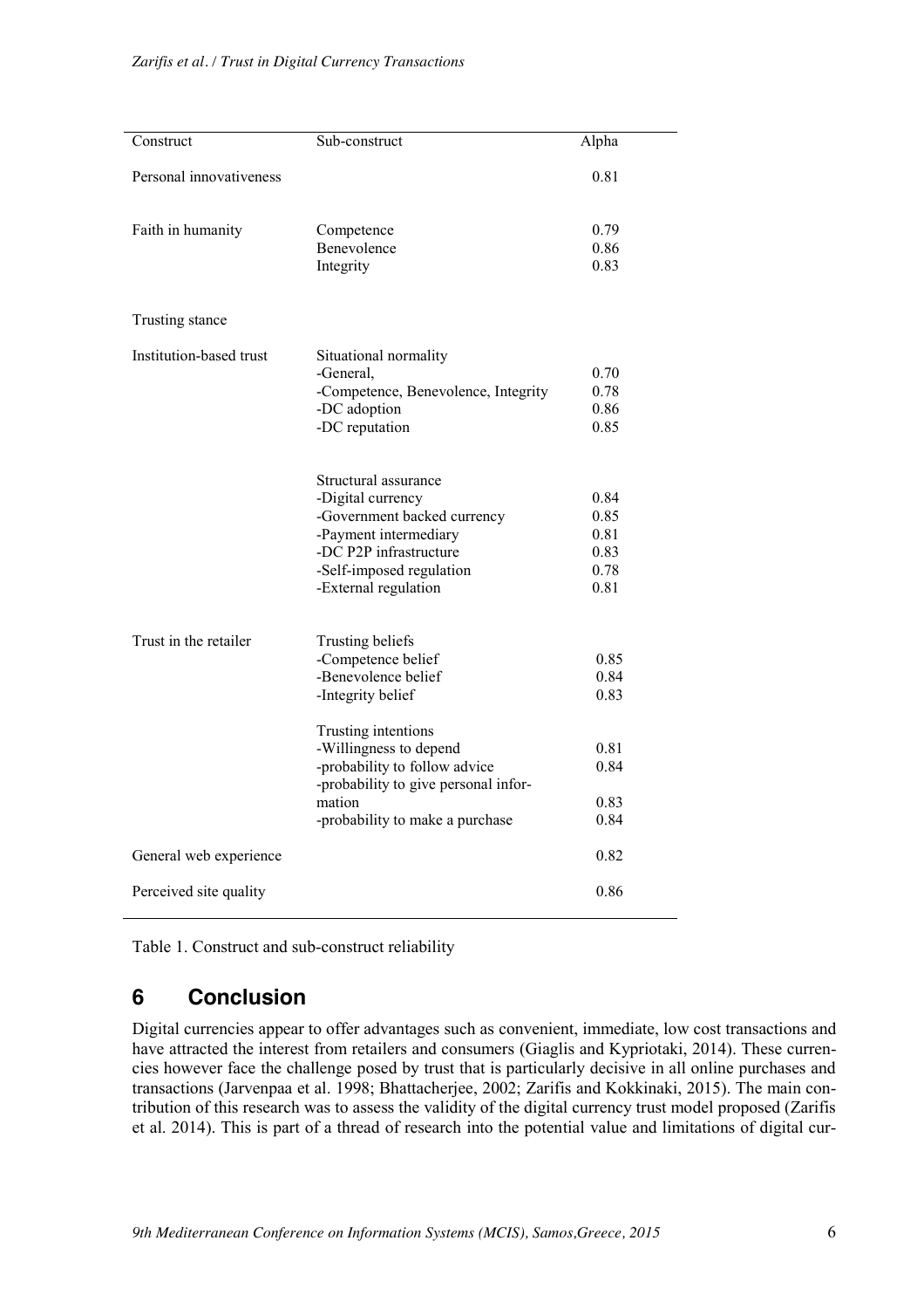| Construct | Sub-construct | Alpha |
|---|---|---|
| Personal innovativeness | | 0.81 |
| Faith in humanity | Competence | 0.79 |
| | Benevolence | 0.86 |
| | Integrity | 0.83 |
| Trusting stance | | |
| Institution-based trust | Situational normality | |
| | -General, | 0.70 |
| | -Competence, Benevolence, Integrity | 0.78 |
| | -DC adoption | 0.86 |
| | -DC reputation | 0.85 |
| | Structural assurance | |
| | -Digital currency | 0.84 |
| | -Government backed currency | 0.85 |
| | -Payment intermediary | 0.81 |
| | -DC P2P infrastructure | 0.83 |
| | -Self-imposed regulation | 0.78 |
| | -External regulation | 0.81 |
| Trust in the retailer | Trusting beliefs | |
| | -Competence belief | 0.85 |
| | -Benevolence belief | 0.84 |
| | -Integrity belief | 0.83 |
| | Trusting intentions | |
| | -Willingness to depend | 0.81 |
| | -probability to follow advice | 0.84 |
| | -probability to give personal information | 0.83 |
| | -probability to make a purchase | 0.84 |
| General web experience | | 0.82 |
| Perceived site quality | | 0.86 |

Table 1. Construct and sub-construct reliability

# 6 Conclusion

Digital currencies appear to offer advantages such as convenient, immediate, low cost transactions and have attracted the interest from retailers and consumers (Giaglis and Kypriotaki, 2014). These currencies however face the challenge posed by trust that is particularly decisive in all online purchases and transactions (Jarvenpaa et al. 1998; Bhattacherjee, 2002; Zarifis and Kokkinaki, 2015). The main contribution of this research was to assess the validity of the digital currency trust model proposed (Zarifis et al. 2014). This is part of a thread of research into the potential value and limitations of digital cur-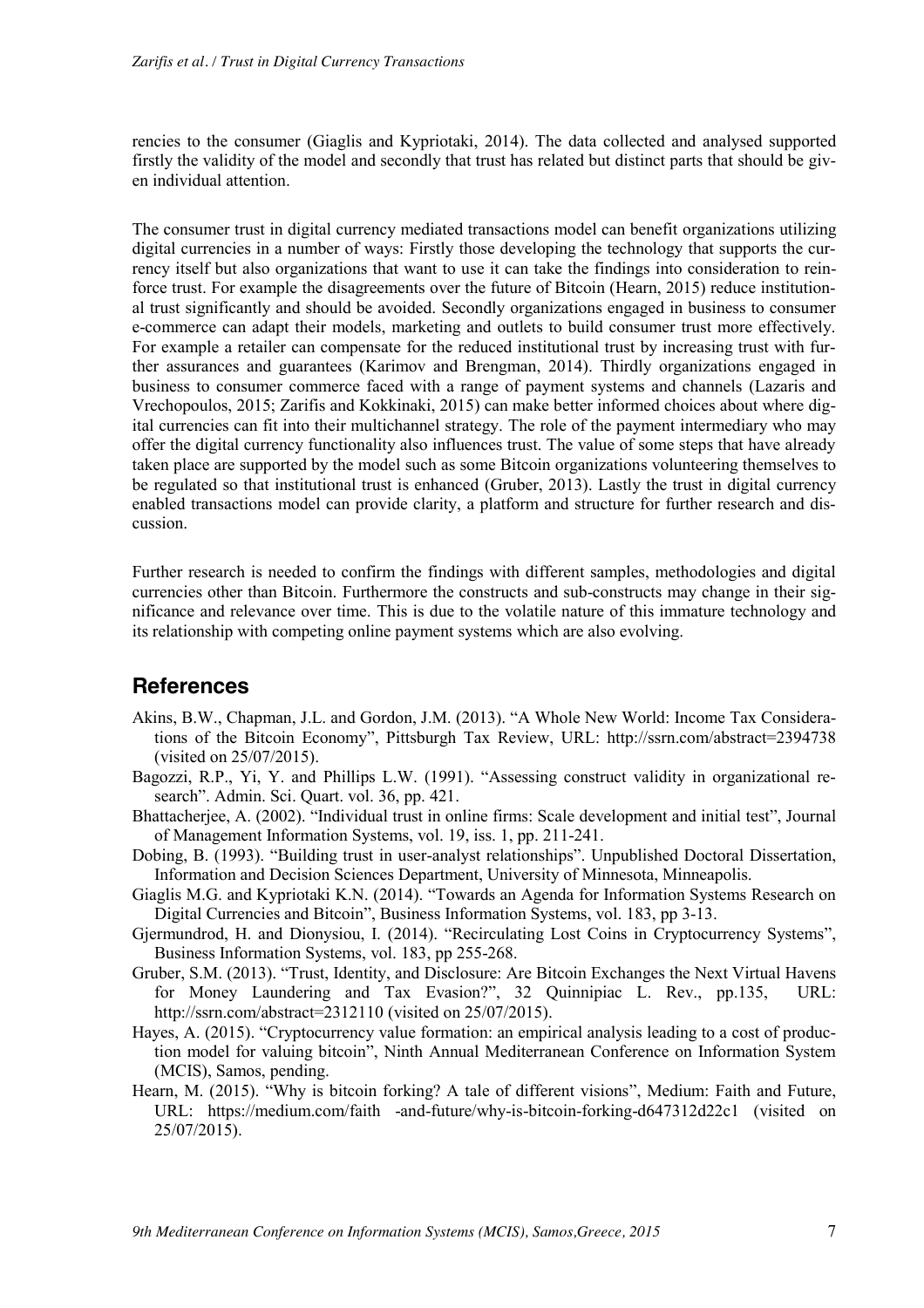rencies to the consumer (Giaglis and Kypriotaki, 2014). The data collected and analysed supported firstly the validity of the model and secondly that trust has related but distinct parts that should be given individual attention.

The consumer trust in digital currency mediated transactions model can benefit organizations utilizing digital currencies in a number of ways: Firstly those developing the technology that supports the currency itself but also organizations that want to use it can take the findings into consideration to reinforce trust. For example the disagreements over the future of Bitcoin (Hearn, 2015) reduce institutional trust significantly and should be avoided. Secondly organizations engaged in business to consumer e-commerce can adapt their models, marketing and outlets to build consumer trust more effectively. For example a retailer can compensate for the reduced institutional trust by increasing trust with further assurances and guarantees (Karimov and Brengman, 2014). Thirdly organizations engaged in business to consumer commerce faced with a range of payment systems and channels (Lazaris and Vrechopoulos, 2015; Zarifis and Kokkinaki, 2015) can make better informed choices about where digital currencies can fit into their multichannel strategy. The role of the payment intermediary who may offer the digital currency functionality also influences trust. The value of some steps that have already taken place are supported by the model such as some Bitcoin organizations volunteering themselves to be regulated so that institutional trust is enhanced (Gruber, 2013). Lastly the trust in digital currency enabled transactions model can provide clarity, a platform and structure for further research and discussion.

Further research is needed to confirm the findings with different samples, methodologies and digital currencies other than Bitcoin. Furthermore the constructs and sub-constructs may change in their significance and relevance over time. This is due to the volatile nature of this immature technology and its relationship with competing online payment systems which are also evolving.

## References

Akins, B.W., Chapman, J.L. and Gordon, J.M. (2013). "A Whole New World: Income Tax Considerations of the Bitcoin Economy", Pittsburgh Tax Review, URL: http://ssrn.com/abstract=2394738 (visited on 25/07/2015).

Bagozzi, R.P., Yi, Y. and Phillips L.W. (1991). "Assessing construct validity in organizational research". Admin. Sci. Quart. vol. 36, pp. 421.

Bhattacherjee, A. (2002). "Individual trust in online firms: Scale development and initial test", Journal of Management Information Systems, vol. 19, iss. 1, pp. 211-241.

Dobing, B. (1993). "Building trust in user-analyst relationships". Unpublished Doctoral Dissertation, Information and Decision Sciences Department, University of Minnesota, Minneapolis.

Giaglis M.G. and Kypriotaki K.N. (2014). "Towards an Agenda for Information Systems Research on Digital Currencies and Bitcoin", Business Information Systems, vol. 183, pp 3-13.

Gjermundrod, H. and Dionysiou, I. (2014). "Recirculating Lost Coins in Cryptocurrency Systems", Business Information Systems, vol. 183, pp 255-268.

Gruber, S.M. (2013). "Trust, Identity, and Disclosure: Are Bitcoin Exchanges the Next Virtual Havens for Money Laundering and Tax Evasion?", 32 Quinnipiac L. Rev., pp.135, URL: http://ssrn.com/abstract=2312110 (visited on 25/07/2015).

Hayes, A. (2015). "Cryptocurrency value formation: an empirical analysis leading to a cost of production model for valuing bitcoin", Ninth Annual Mediterranean Conference on Information System (MCIS), Samos, pending.

Hearn, M. (2015). "Why is bitcoin forking? A tale of different visions", Medium: Faith and Future, URL: https://medium.com/faith -and-future/why-is-bitcoin-forking-d647312d22c1 (visited on 25/07/2015).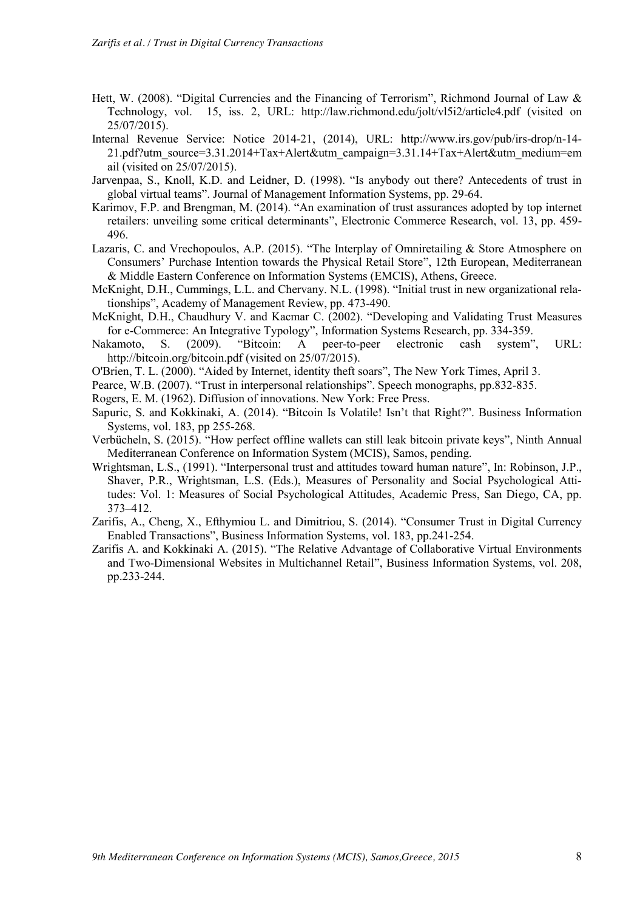Hett, W. (2008). "Digital Currencies and the Financing of Terrorism", Richmond Journal of Law & Technology, vol. 15, iss. 2, URL: http://law.richmond.edu/jolt/vl5i2/article4.pdf (visited on 25/07/2015).

Internal Revenue Service: Notice 2014-21, (2014), URL: http://www.irs.gov/pub/irs-drop/n-14-21.pdf?utm_source=3.31.2014+Tax+Alert&utm_campaign=3.31.14+Tax+Alert&utm_medium=email (visited on 25/07/2015).

Jarvenpaa, S., Knoll, K.D. and Leidner, D. (1998). "Is anybody out there? Antecedents of trust in global virtual teams". Journal of Management Information Systems, pp. 29-64.

Karimov, F.P. and Brengman, M. (2014). "An examination of trust assurances adopted by top internet retailers: unveiling some critical determinants", Electronic Commerce Research, vol. 13, pp. 459-496.

Lazaris, C. and Vrechopoulos, A.P. (2015). "The Interplay of Omniretailing & Store Atmosphere on Consumers' Purchase Intention towards the Physical Retail Store", 12th European, Mediterranean & Middle Eastern Conference on Information Systems (EMCIS), Athens, Greece.

McKnight, D.H., Cummings, L.L. and Chervany. N.L. (1998). "Initial trust in new organizational relationships", Academy of Management Review, pp. 473-490.

McKnight, D.H., Chaudhury V. and Kacmar C. (2002). "Developing and Validating Trust Measures for e-Commerce: An Integrative Typology", Information Systems Research, pp. 334-359.

Nakamoto, S. (2009). "Bitcoin: A peer-to-peer electronic cash system", URL: http://bitcoin.org/bitcoin.pdf (visited on 25/07/2015).

O'Brien, T. L. (2000). "Aided by Internet, identity theft soars", The New York Times, April 3.

Pearce, W.B. (2007). "Trust in interpersonal relationships". Speech monographs, pp.832-835.

Rogers, E. M. (1962). Diffusion of innovations. New York: Free Press.

Sapuric, S. and Kokkinaki, A. (2014). "Bitcoin Is Volatile! Isn't that Right?". Business Information Systems, vol. 183, pp 255-268.

Verbücheln, S. (2015). "How perfect offline wallets can still leak bitcoin private keys", Ninth Annual Mediterranean Conference on Information System (MCIS), Samos, pending.

Wrightsman, L.S., (1991). "Interpersonal trust and attitudes toward human nature", In: Robinson, J.P., Shaver, P.R., Wrightsman, L.S. (Eds.), Measures of Personality and Social Psychological Attitudes: Vol. 1: Measures of Social Psychological Attitudes, Academic Press, San Diego, CA, pp. 373–412.

Zarifis, A., Cheng, X., Efthymiou L. and Dimitriou, S. (2014). "Consumer Trust in Digital Currency Enabled Transactions", Business Information Systems, vol. 183, pp.241-254.

Zarifis A. and Kokkinaki A. (2015). "The Relative Advantage of Collaborative Virtual Environments and Two-Dimensional Websites in Multichannel Retail", Business Information Systems, vol. 208, pp.233-244.